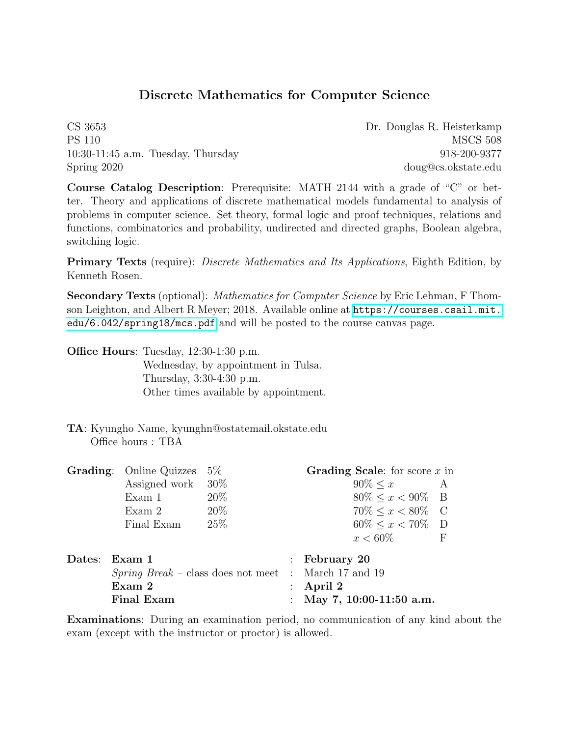# Discrete Mathematics for Computer Science

| | |
|---|---|
| CS 3653 | Dr. Douglas R. Heisterkamp |
| PS 110 | MSCS 508 |
| 10:30-11:45 a.m. Tuesday, Thursday | 918-200-9377 |
| Spring 2020 | doug@cs.okstate.edu |

**Course Catalog Description**: Prerequisite: MATH 2144 with a grade of "C" or better. Theory and applications of discrete mathematical models fundamental to analysis of problems in computer science. Set theory, formal logic and proof techniques, relations and functions, combinatorics and probability, undirected and directed graphs, Boolean algebra, switching logic.

**Primary Texts** (require): *Discrete Mathematics and Its Applications*, Eighth Edition, by Kenneth Rosen.

**Secondary Texts** (optional): *Mathematics for Computer Science* by Eric Lehman, F Thomson Leighton, and Albert R Meyer; 2018. Available online at https://courses.csail.mit.edu/6.042/spring18/mcs.pdf and will be posted to the course canvas page.

**Office Hours**: Tuesday, 12:30-1:30 p.m.
Wednesday, by appointment in Tulsa.
Thursday, 3:30-4:30 p.m.
Other times available by appointment.

**TA**: Kyungho Name, kyunghn@ostatemail.okstate.edu
Office hours : TBA

**Grading**:

| Component | Weight |
|---|---|
| Online Quizzes | 5% |
| Assigned work | 30% |
| Exam 1 | 20% |
| Exam 2 | 20% |
| Final Exam | 25% |

**Grading Scale**: for score $x$ in

| Score | Grade |
|---|---|
| $90\% \leq x$ | A |
| $80\% \leq x < 90\%$ | B |
| $70\% \leq x < 80\%$ | C |
| $60\% \leq x < 70\%$ | D |
| $x < 60\%$ | F |

**Dates**:

| Event | Date |
|---|---|
| **Exam 1** | **February 20** |
| *Spring Break* – class does not meet | March 17 and 19 |
| **Exam 2** | **April 2** |
| **Final Exam** | **May 7, 10:00-11:50 a.m.** |

**Examinations**: During an examination period, no communication of any kind about the exam (except with the instructor or proctor) is allowed.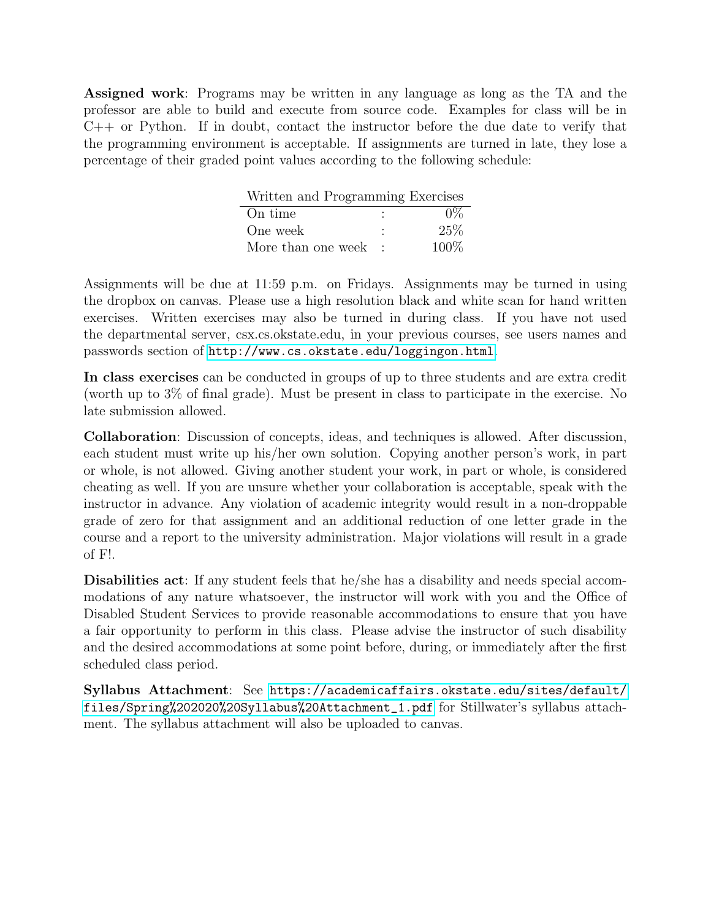**Assigned work**: Programs may be written in any language as long as the TA and the professor are able to build and execute from source code. Examples for class will be in C++ or Python. If in doubt, contact the instructor before the due date to verify that the programming environment is acceptable. If assignments are turned in late, they lose a percentage of their graded point values according to the following schedule:

| Written and Programming Exercises | | |
|---|---|---|
| On time | : | 0% |
| One week | : | 25% |
| More than one week | : | 100% |

Assignments will be due at 11:59 p.m. on Fridays. Assignments may be turned in using the dropbox on canvas. Please use a high resolution black and white scan for hand written exercises. Written exercises may also be turned in during class. If you have not used the departmental server, csx.cs.okstate.edu, in your previous courses, see users names and passwords section of http://www.cs.okstate.edu/loggingon.html.

**In class exercises** can be conducted in groups of up to three students and are extra credit (worth up to 3% of final grade). Must be present in class to participate in the exercise. No late submission allowed.

**Collaboration**: Discussion of concepts, ideas, and techniques is allowed. After discussion, each student must write up his/her own solution. Copying another person's work, in part or whole, is not allowed. Giving another student your work, in part or whole, is considered cheating as well. If you are unsure whether your collaboration is acceptable, speak with the instructor in advance. Any violation of academic integrity would result in a non-droppable grade of zero for that assignment and an additional reduction of one letter grade in the course and a report to the university administration. Major violations will result in a grade of F!.

**Disabilities act**: If any student feels that he/she has a disability and needs special accommodations of any nature whatsoever, the instructor will work with you and the Office of Disabled Student Services to provide reasonable accommodations to ensure that you have a fair opportunity to perform in this class. Please advise the instructor of such disability and the desired accommodations at some point before, during, or immediately after the first scheduled class period.

**Syllabus Attachment**: See https://academicaffairs.okstate.edu/sites/default/files/Spring%202020%20Syllabus%20Attachment_1.pdf for Stillwater's syllabus attachment. The syllabus attachment will also be uploaded to canvas.